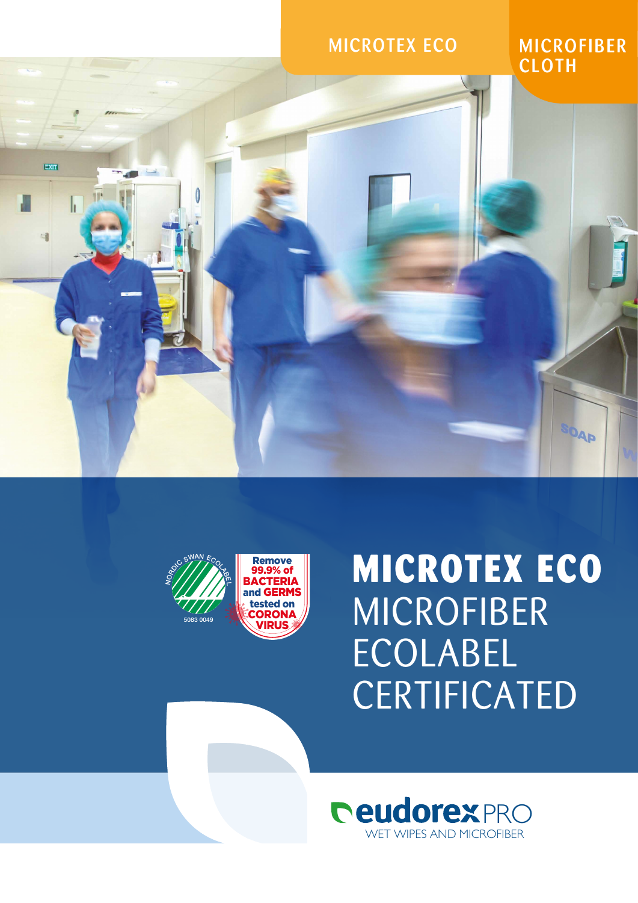MICROTEX ECO

MICROFIBER CLOTH

NORDIC SWAN ECOLABEL
5083 0049

Remove 99.9% of BACTERIA and GERMS tested on CORONA VIRUS

# MICROTEX ECO
## MICROFIBER ECOLABEL CERTIFICATED

eudorex PRO
WET WIPES AND MICROFIBER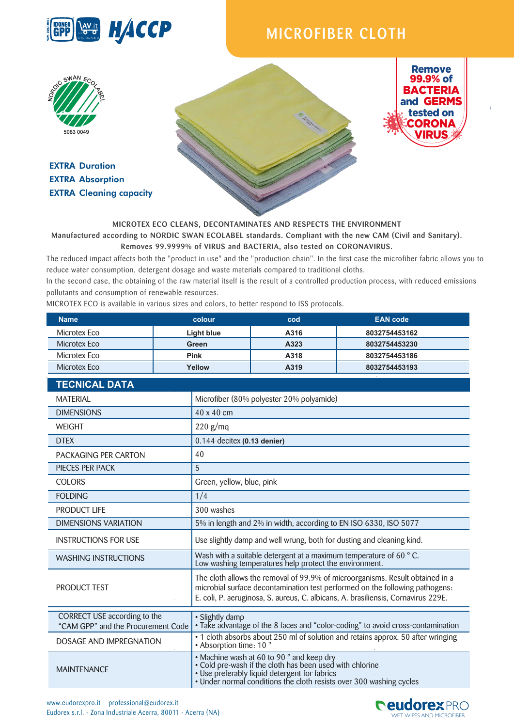# MICROFIBER CLOTH

IDONEO GPP · AV.it · HACCP

NORDIC SWAN ECOLABEL
5083 0049

Remove 99.9% of BACTERIA and GERMS tested on CORONA VIRUS

**EXTRA Duration**
**EXTRA Absorption**
**EXTRA Cleaning capacity**

**MICROTEX ECO CLEANS, DECONTAMINATES AND RESPECTS THE ENVIRONMENT**
**Manufactured according to NORDIC SWAN ECOLABEL standards. Compliant with the new CAM (Civil and Sanitary).**
**Removes 99.9999% of VIRUS and BACTERIA, also tested on CORONAVIRUS.**

The reduced impact affects both the "product in use" and the "production chain". In the first case the microfiber fabric allows you to reduce water consumption, detergent dosage and waste materials compared to traditional cloths.
In the second case, the obtaining of the raw material itself is the result of a controlled production process, with reduced emissions pollutants and consumption of renewable resources.
MICROTEX ECO is available in various sizes and colors, to better respond to ISS protocols.

| Name | colour | cod | EAN code |
|---|---|---|---|
| Microtex Eco | Light blue | A316 | 8032754453162 |
| Microtex Eco | Green | A323 | 8032754453230 |
| Microtex Eco | Pink | A318 | 8032754453186 |
| Microtex Eco | Yellow | A319 | 8032754453193 |

## TECNICAL DATA

| | |
|---|---|
| MATERIAL | Microfiber (80% polyester 20% polyamide) |
| DIMENSIONS | 40 x 40 cm |
| WEIGHT | 220 g/mq |
| DTEX | 0.144 decitex **(0.13 denier)** |
| PACKAGING PER CARTON | 40 |
| PIECES PER PACK | 5 |
| COLORS | Green, yellow, blue, pink |
| FOLDING | 1/4 |
| PRODUCT LIFE | 300 washes |
| DIMENSIONS VARIATION | 5% in length and 2% in width, according to EN ISO 6330, ISO 5077 |
| INSTRUCTIONS FOR USE | Use slightly damp and well wrung, both for dusting and cleaning kind. |
| WASHING INSTRUCTIONS | Wash with a suitable detergent at a maximum temperature of 60 ° C.<br>Low washing temperatures help protect the environment. |
| PRODUCT TEST | The cloth allows the removal of 99.9% of microorganisms. Result obtained in a microbial surface decontamination test performed on the following pathogens: E. coli, P. aeruginosa, S. aureus, C. albicans, A. brasiliensis, Cornavirus 229E. |
| CORRECT USE according to the "CAM GPP" and the Procurement Code | • Slightly damp<br>• Take advantage of the 8 faces and "color-coding" to avoid cross-contamination |
| DOSAGE AND IMPREGNATION | • 1 cloth absorbs about 250 ml of solution and retains approx. 50 after wringing<br>• Absorption time: 10 " |
| MAINTENANCE | • Machine wash at 60 to 90 ° and keep dry<br>• Cold pre-wash if the cloth has been used with chlorine<br>• Use preferably liquid detergent for fabrics<br>• Under normal conditions the cloth resists over 300 washing cycles |

www.eudorexpro.it professional@eudorex.it
Eudorex s.r.l. - Zona Industriale Acerra, 80011 - Acerra (NA)

eudorex PRO
WET WIPES AND MICROFIBER